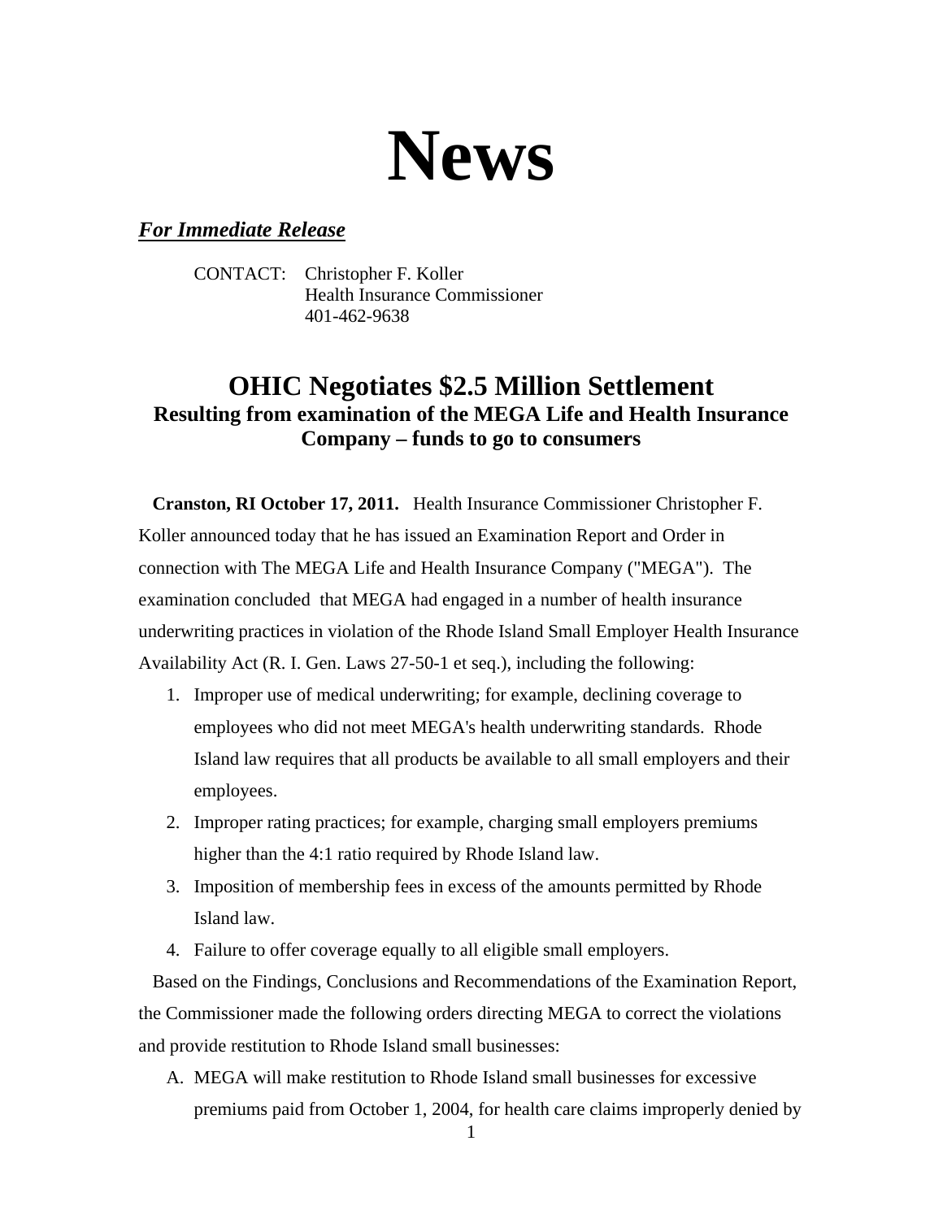# News

***For Immediate Release***

CONTACT: Christopher F. Koller
Health Insurance Commissioner
401-462-9638

## OHIC Negotiates $2.5 Million Settlement

### Resulting from examination of the MEGA Life and Health Insurance Company – funds to go to consumers

**Cranston, RI October 17, 2011.** Health Insurance Commissioner Christopher F. Koller announced today that he has issued an Examination Report and Order in connection with The MEGA Life and Health Insurance Company ("MEGA"). The examination concluded that MEGA had engaged in a number of health insurance underwriting practices in violation of the Rhode Island Small Employer Health Insurance Availability Act (R. I. Gen. Laws 27-50-1 et seq.), including the following:

1. Improper use of medical underwriting; for example, declining coverage to employees who did not meet MEGA's health underwriting standards. Rhode Island law requires that all products be available to all small employers and their employees.
2. Improper rating practices; for example, charging small employers premiums higher than the 4:1 ratio required by Rhode Island law.
3. Imposition of membership fees in excess of the amounts permitted by Rhode Island law.
4. Failure to offer coverage equally to all eligible small employers.

Based on the Findings, Conclusions and Recommendations of the Examination Report, the Commissioner made the following orders directing MEGA to correct the violations and provide restitution to Rhode Island small businesses:

A. MEGA will make restitution to Rhode Island small businesses for excessive premiums paid from October 1, 2004, for health care claims improperly denied by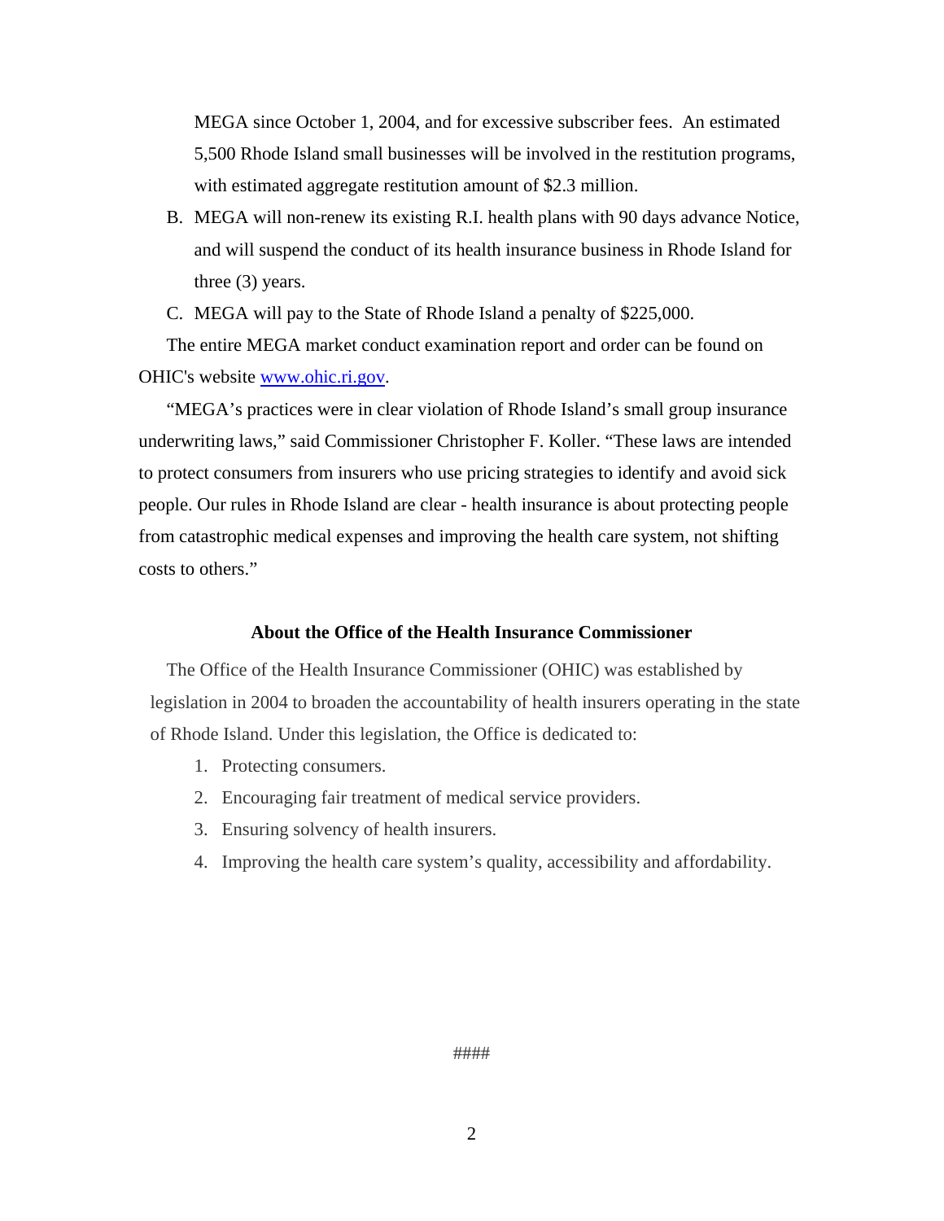MEGA since October 1, 2004, and for excessive subscriber fees. An estimated 5,500 Rhode Island small businesses will be involved in the restitution programs, with estimated aggregate restitution amount of $2.3 million.

B. MEGA will non-renew its existing R.I. health plans with 90 days advance Notice, and will suspend the conduct of its health insurance business in Rhode Island for three (3) years.

C. MEGA will pay to the State of Rhode Island a penalty of $225,000.

The entire MEGA market conduct examination report and order can be found on OHIC's website [www.ohic.ri.gov](http://www.ohic.ri.gov).

"MEGA's practices were in clear violation of Rhode Island's small group insurance underwriting laws," said Commissioner Christopher F. Koller. "These laws are intended to protect consumers from insurers who use pricing strategies to identify and avoid sick people. Our rules in Rhode Island are clear - health insurance is about protecting people from catastrophic medical expenses and improving the health care system, not shifting costs to others."

**About the Office of the Health Insurance Commissioner**

The Office of the Health Insurance Commissioner (OHIC) was established by legislation in 2004 to broaden the accountability of health insurers operating in the state of Rhode Island. Under this legislation, the Office is dedicated to:

1. Protecting consumers.
2. Encouraging fair treatment of medical service providers.
3. Ensuring solvency of health insurers.
4. Improving the health care system's quality, accessibility and affordability.

####